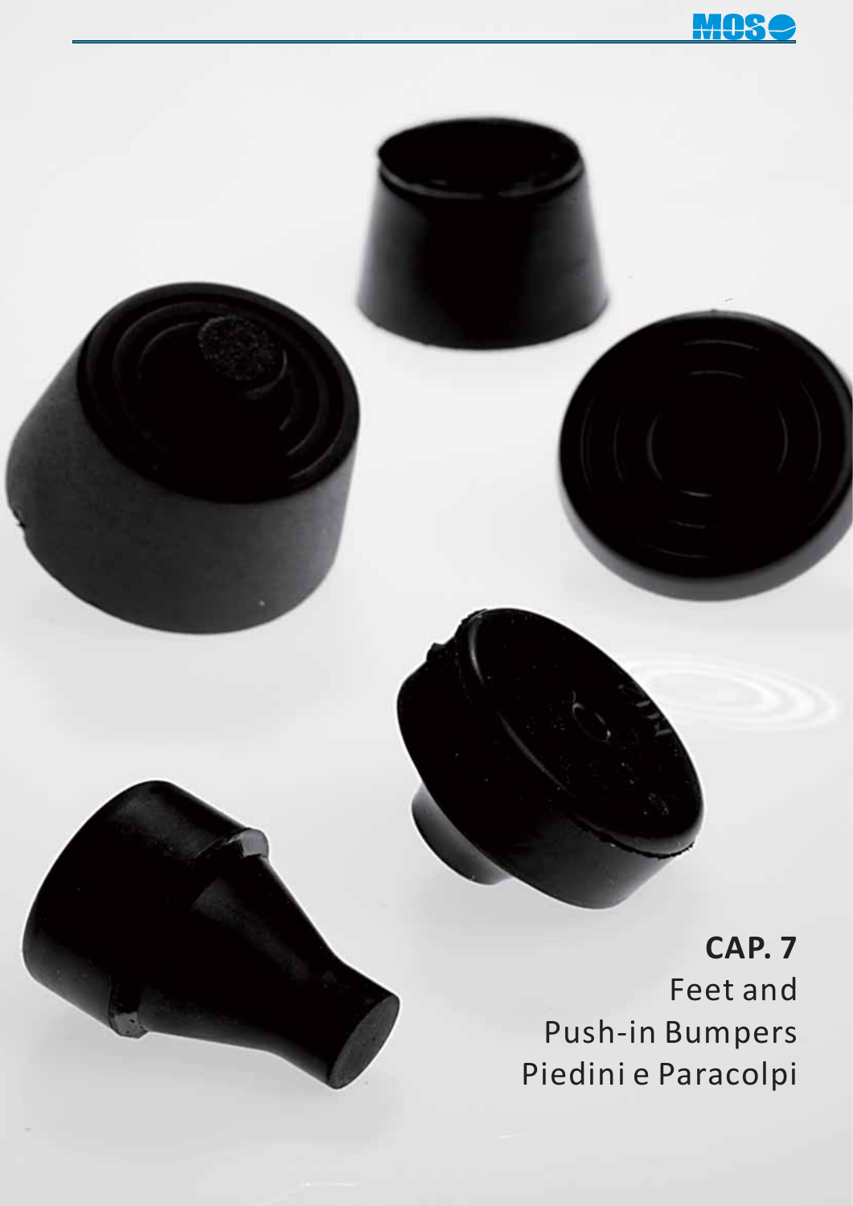# CAP. 7

Feet and
Push-in Bumpers
Piedini e Paracolpi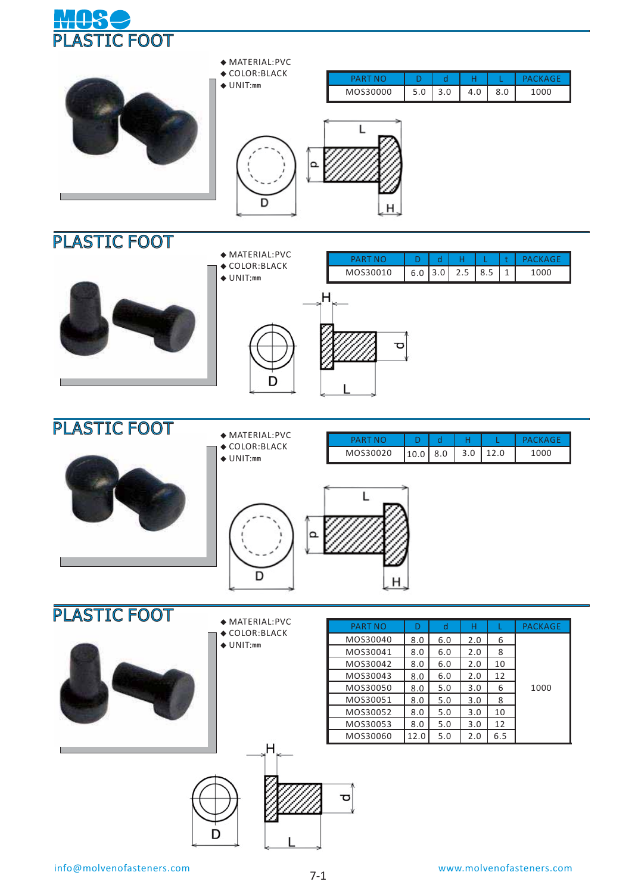# PLASTIC FOOT

- MATERIAL:PVC
- COLOR:BLACK
- UNIT:mm

| PART NO | D | d | H | L | PACKAGE |
|---|---|---|---|---|---|
| MOS30000 | 5.0 | 3.0 | 4.0 | 8.0 | 1000 |

# PLASTIC FOOT

- MATERIAL:PVC
- COLOR:BLACK
- UNIT:mm

| PART NO | D | d | H | L | t | PACKAGE |
|---|---|---|---|---|---|---|
| MOS30010 | 6.0 | 3.0 | 2.5 | 8.5 | 1 | 1000 |

# PLASTIC FOOT

- MATERIAL:PVC
- COLOR:BLACK
- UNIT:mm

| PART NO | D | d | H | L | PACKAGE |
|---|---|---|---|---|---|
| MOS30020 | 10.0 | 8.0 | 3.0 | 12.0 | 1000 |

# PLASTIC FOOT

- MATERIAL:PVC
- COLOR:BLACK
- UNIT:mm

| PART NO | D | d | H | L | PACKAGE |
|---|---|---|---|---|---|
| MOS30040 | 8.0 | 6.0 | 2.0 | 6 | 1000 |
| MOS30041 | 8.0 | 6.0 | 2.0 | 8 | |
| MOS30042 | 8.0 | 6.0 | 2.0 | 10 | |
| MOS30043 | 8.0 | 6.0 | 2.0 | 12 | |
| MOS30050 | 8.0 | 5.0 | 3.0 | 6 | |
| MOS30051 | 8.0 | 5.0 | 3.0 | 8 | |
| MOS30052 | 8.0 | 5.0 | 3.0 | 10 | |
| MOS30053 | 8.0 | 5.0 | 3.0 | 12 | |
| MOS30060 | 12.0 | 5.0 | 2.0 | 6.5 | |

info@molvenofasteners.com

www.molvenofasteners.com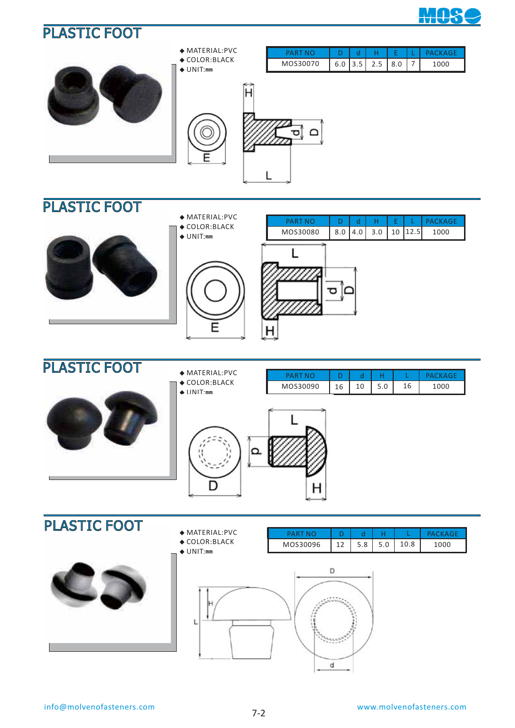## PLASTIC FOOT

◆ MATERIAL:PVC
◆ COLOR:BLACK
◆ UNIT:mm

| PART NO | D | d | H | E | L | PACKAGE |
|---|---|---|---|---|---|---|
| MOS30070 | 6.0 | 3.5 | 2.5 | 8.0 | 7 | 1000 |

## PLASTIC FOOT

◆ MATERIAL:PVC
◆ COLOR:BLACK
◆ UNIT:mm

| PART NO | D | d | H | E | L | PACKAGE |
|---|---|---|---|---|---|---|
| MOS30080 | 8.0 | 4.0 | 3.0 | 10 | 12.5 | 1000 |

## PLASTIC FOOT

◆ MATERIAL:PVC
◆ COLOR:BLACK
◆ UNIT:mm

| PART NO | D | d | H | L | PACKAGE |
|---|---|---|---|---|---|
| MOS30090 | 16 | 10 | 5.0 | 16 | 1000 |

## PLASTIC FOOT

◆ MATERIAL:PVC
◆ COLOR:BLACK
◆ UNIT:mm

| PART NO | D | d | H | L | PACKAGE |
|---|---|---|---|---|---|
| MOS30096 | 12 | 5.8 | 5.0 | 10.8 | 1000 |

info@molvenofasteners.com

www.molvenofasteners.com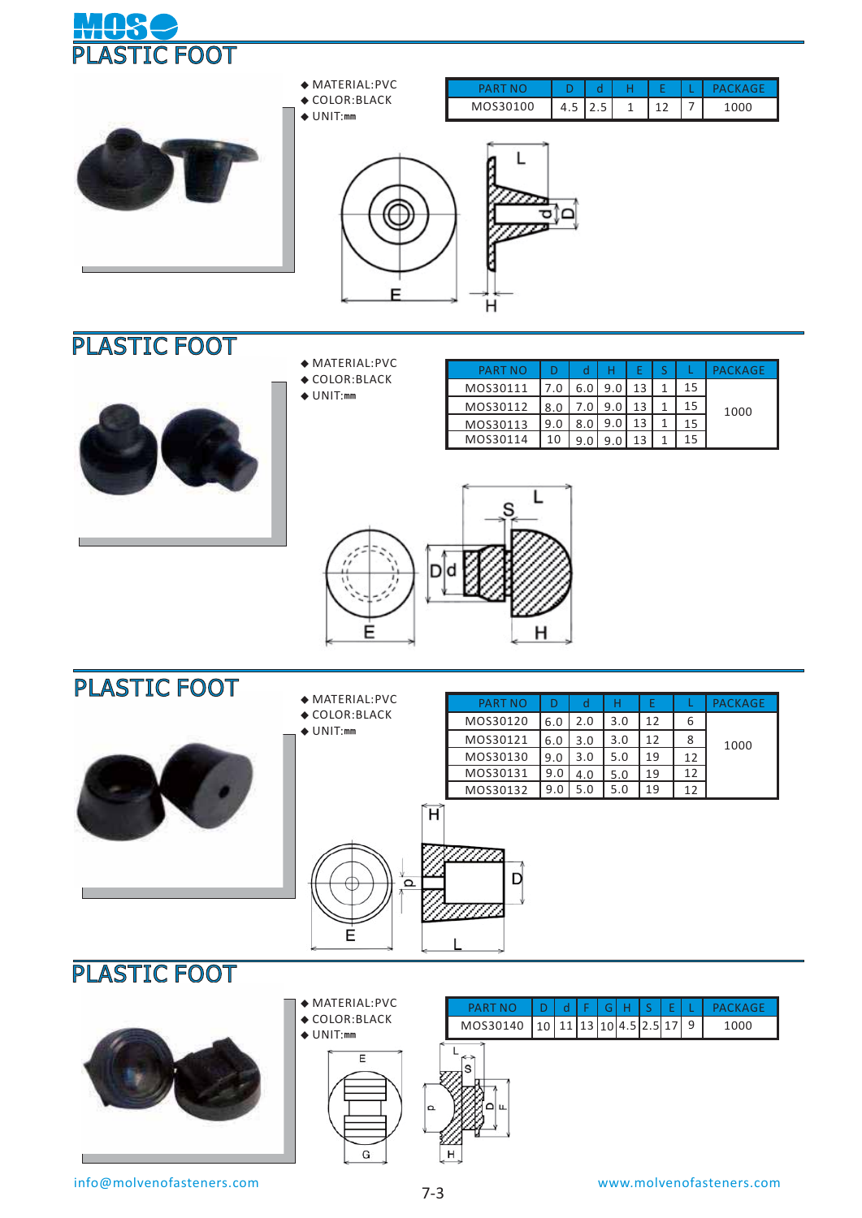# PLASTIC FOOT

- MATERIAL:PVC
- COLOR:BLACK
- UNIT:mm

| PART NO | D | d | H | E | L | PACKAGE |
|---|---|---|---|---|---|---|
| MOS30100 | 4.5 | 2.5 | 1 | 12 | 7 | 1000 |

# PLASTIC FOOT

- MATERIAL:PVC
- COLOR:BLACK
- UNIT:mm

| PART NO | D | d | H | E | S | L | PACKAGE |
|---|---|---|---|---|---|---|---|
| MOS30111 | 7.0 | 6.0 | 9.0 | 13 | 1 | 15 | 1000 |
| MOS30112 | 8.0 | 7.0 | 9.0 | 13 | 1 | 15 | |
| MOS30113 | 9.0 | 8.0 | 9.0 | 13 | 1 | 15 | |
| MOS30114 | 10 | 9.0 | 9.0 | 13 | 1 | 15 | |

# PLASTIC FOOT

- MATERIAL:PVC
- COLOR:BLACK
- UNIT:mm

| PART NO | D | d | H | E | L | PACKAGE |
|---|---|---|---|---|---|---|
| MOS30120 | 6.0 | 2.0 | 3.0 | 12 | 6 | 1000 |
| MOS30121 | 6.0 | 3.0 | 3.0 | 12 | 8 | |
| MOS30130 | 9.0 | 3.0 | 5.0 | 19 | 12 | |
| MOS30131 | 9.0 | 4.0 | 5.0 | 19 | 12 | |
| MOS30132 | 9.0 | 5.0 | 5.0 | 19 | 12 | |

# PLASTIC FOOT

- MATERIAL:PVC
- COLOR:BLACK
- UNIT:mm

| PART NO | D | d | F | G | H | S | E | L | PACKAGE |
|---|---|---|---|---|---|---|---|---|---|
| MOS30140 | 10 | 11 | 13 | 10 | 4.5 | 2.5 | 17 | 9 | 1000 |

info@molvenofasteners.com

www.molvenofasteners.com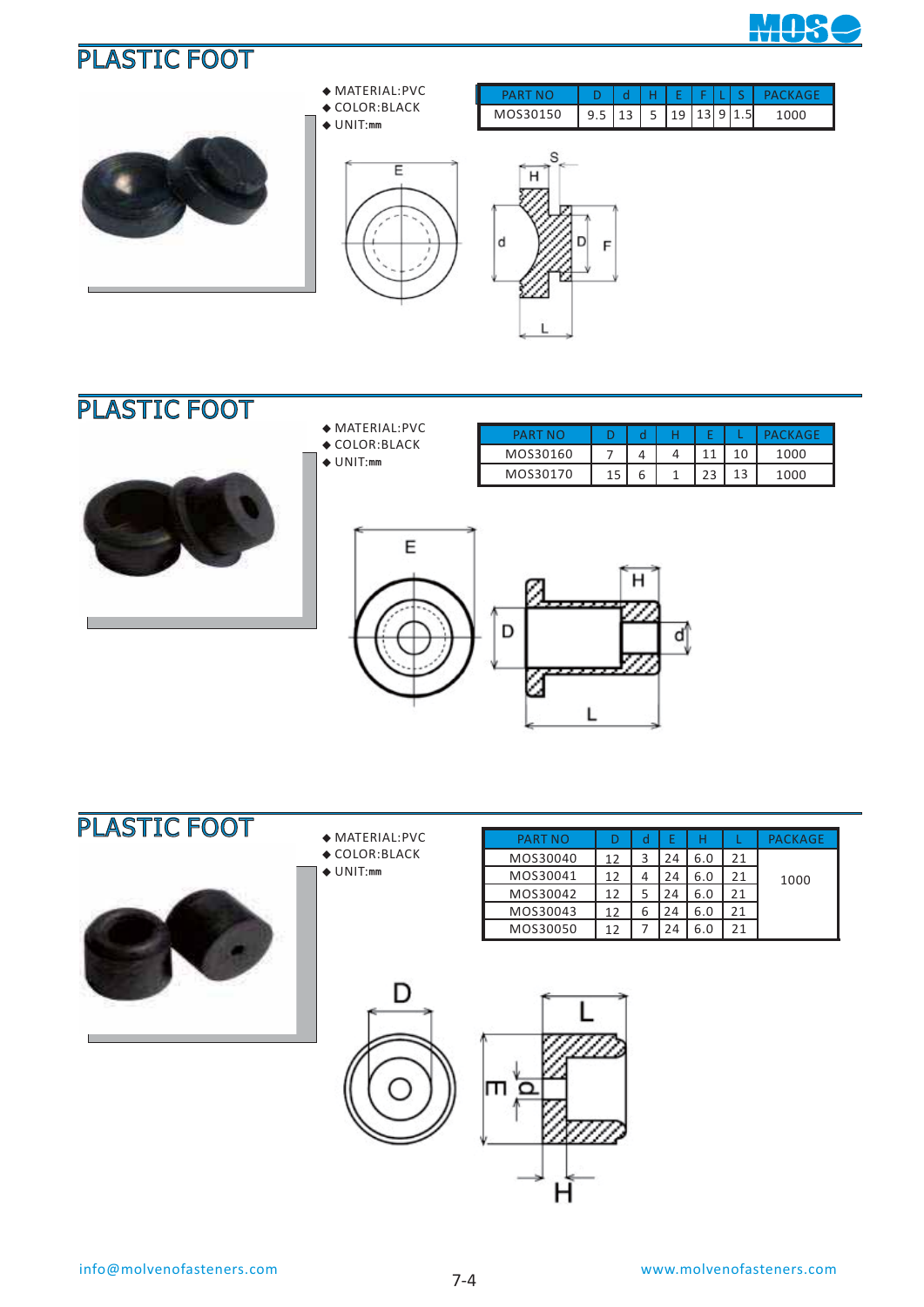## PLASTIC FOOT

- MATERIAL:PVC
- COLOR:BLACK
- UNIT:mm

| PART NO | D | d | H | E | F | L | S | PACKAGE |
|---|---|---|---|---|---|---|---|---|
| MOS30150 | 9.5 | 13 | 5 | 19 | 13 | 9 | 1.5 | 1000 |

## PLASTIC FOOT

- MATERIAL:PVC
- COLOR:BLACK
- UNIT:mm

| PART NO | D | d | H | E | L | PACKAGE |
|---|---|---|---|---|---|---|
| MOS30160 | 7 | 4 | 4 | 11 | 10 | 1000 |
| MOS30170 | 15 | 6 | 1 | 23 | 13 | 1000 |

## PLASTIC FOOT

- MATERIAL:PVC
- COLOR:BLACK
- UNIT:mm

| PART NO | D | d | E | H | L | PACKAGE |
|---|---|---|---|---|---|---|
| MOS30040 | 12 | 3 | 24 | 6.0 | 21 | 1000 |
| MOS30041 | 12 | 4 | 24 | 6.0 | 21 | 1000 |
| MOS30042 | 12 | 5 | 24 | 6.0 | 21 | 1000 |
| MOS30043 | 12 | 6 | 24 | 6.0 | 21 | 1000 |
| MOS30050 | 12 | 7 | 24 | 6.0 | 21 | 1000 |

info@molvenofasteners.com

www.molvenofasteners.com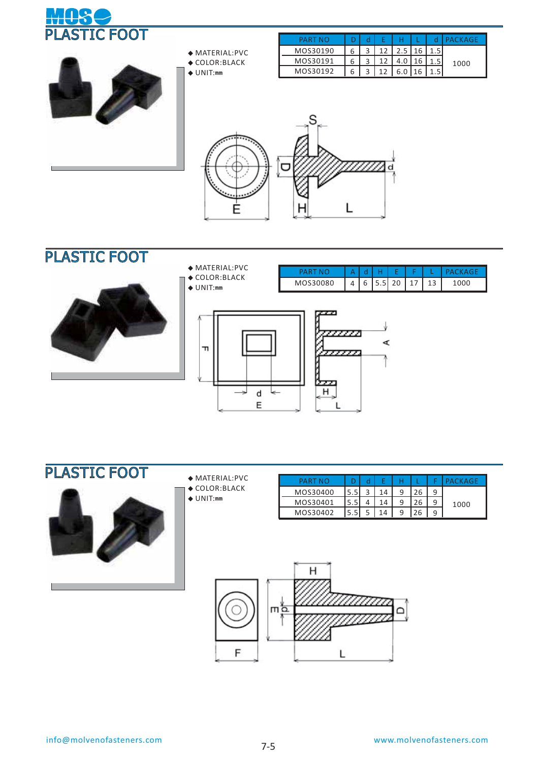# PLASTIC FOOT

- MATERIAL:PVC
- COLOR:BLACK
- UNIT:mm

| PART NO | D | d | E | H | L | d | PACKAGE |
|---|---|---|---|---|---|---|---|
| MOS30190 | 6 | 3 | 12 | 2.5 | 16 | 1.5 | 1000 |
| MOS30191 | 6 | 3 | 12 | 4.0 | 16 | 1.5 | |
| MOS30192 | 6 | 3 | 12 | 6.0 | 16 | 1.5 | |

# PLASTIC FOOT

- MATERIAL:PVC
- COLOR:BLACK
- UNIT:mm

| PART NO | A | d | H | E | F | L | PACKAGE |
|---|---|---|---|---|---|---|---|
| MOS30080 | 4 | 6 | 5.5 | 20 | 17 | 13 | 1000 |

# PLASTIC FOOT

- MATERIAL:PVC
- COLOR:BLACK
- UNIT:mm

| PART NO | D | d | E | H | L | F | PACKAGE |
|---|---|---|---|---|---|---|---|
| MOS30400 | 5.5 | 3 | 14 | 9 | 26 | 9 | 1000 |
| MOS30401 | 5.5 | 4 | 14 | 9 | 26 | 9 | |
| MOS30402 | 5.5 | 5 | 14 | 9 | 26 | 9 | |

info@molvenofasteners.com

www.molvenofasteners.com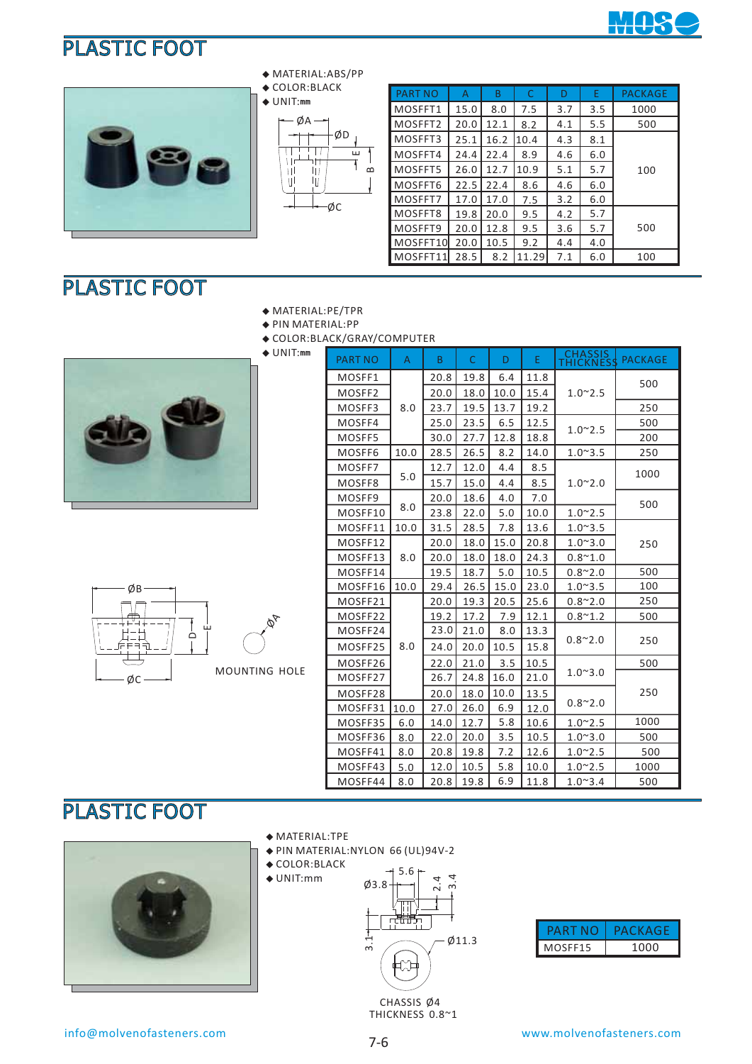## PLASTIC FOOT

- MATERIAL:ABS/PP
- COLOR:BLACK
- UNIT:mm

| PART NO | A | B | C | D | E | PACKAGE |
|---|---|---|---|---|---|---|
| MOSFFT1 | 15.0 | 8.0 | 7.5 | 3.7 | 3.5 | 1000 |
| MOSFFT2 | 20.0 | 12.1 | 8.2 | 4.1 | 5.5 | 500 |
| MOSFFT3 | 25.1 | 16.2 | 10.4 | 4.3 | 8.1 | 100 |
| MOSFFT4 | 24.4 | 22.4 | 8.9 | 4.6 | 6.0 | |
| MOSFFT5 | 26.0 | 12.7 | 10.9 | 5.1 | 5.7 | |
| MOSFFT6 | 22.5 | 22.4 | 8.6 | 4.6 | 6.0 | |
| MOSFFT7 | 17.0 | 17.0 | 7.5 | 3.2 | 6.0 | |
| MOSFFT8 | 19.8 | 20.0 | 9.5 | 4.2 | 5.7 | 500 |
| MOSFFT9 | 20.0 | 12.8 | 9.5 | 3.6 | 5.7 | |
| MOSFFT10 | 20.0 | 10.5 | 9.2 | 4.4 | 4.0 | |
| MOSFFT11 | 28.5 | 8.2 | 11.29 | 7.1 | 6.0 | 100 |

## PLASTIC FOOT

- MATERIAL:PE/TPR
- PIN MATERIAL:PP
- COLOR:BLACK/GRAY/COMPUTER
- UNIT:mm

MOUNTING HOLE

| PART NO | A | B | C | D | E | CHASSIS THICKNESS | PACKAGE |
|---|---|---|---|---|---|---|---|
| MOSFF1 | 8.0 | 20.8 | 19.8 | 6.4 | 11.8 | 1.0~2.5 | 500 |
| MOSFF2 | | 20.0 | 18.0 | 10.0 | 15.4 | | |
| MOSFF3 | | 23.7 | 19.5 | 13.7 | 19.2 | | 250 |
| MOSFF4 | | 25.0 | 23.5 | 6.5 | 12.5 | 1.0~2.5 | 500 |
| MOSFF5 | | 30.0 | 27.7 | 12.8 | 18.8 | | 200 |
| MOSFF6 | 10.0 | 28.5 | 26.5 | 8.2 | 14.0 | 1.0~3.5 | 250 |
| MOSFF7 | 5.0 | 12.7 | 12.0 | 4.4 | 8.5 | 1.0~2.0 | 1000 |
| MOSFF8 | | 15.7 | 15.0 | 4.4 | 8.5 | | |
| MOSFF9 | 8.0 | 20.0 | 18.6 | 4.0 | 7.0 | | 500 |
| MOSFF10 | | 23.8 | 22.0 | 5.0 | 10.0 | 1.0~2.5 | |
| MOSFF11 | 10.0 | 31.5 | 28.5 | 7.8 | 13.6 | 1.0~3.5 | 250 |
| MOSFF12 | 8.0 | 20.0 | 18.0 | 15.0 | 20.8 | 1.0~3.0 | |
| MOSFF13 | | 20.0 | 18.0 | 18.0 | 24.3 | 0.8~1.0 | |
| MOSFF14 | | 19.5 | 18.7 | 5.0 | 10.5 | 0.8~2.0 | 500 |
| MOSFF16 | 10.0 | 29.4 | 26.5 | 15.0 | 23.0 | 1.0~3.5 | 100 |
| MOSFF21 | 8.0 | 20.0 | 19.3 | 20.5 | 25.6 | 0.8~2.0 | 250 |
| MOSFF22 | | 19.2 | 17.2 | 7.9 | 12.1 | 0.8~1.2 | 500 |
| MOSFF24 | | 23.0 | 21.0 | 8.0 | 13.3 | 0.8~2.0 | 250 |
| MOSFF25 | | 24.0 | 20.0 | 10.5 | 15.8 | | |
| MOSFF26 | | 22.0 | 21.0 | 3.5 | 10.5 | 1.0~3.0 | 500 |
| MOSFF27 | | 26.7 | 24.8 | 16.0 | 21.0 | | 250 |
| MOSFF28 | | 20.0 | 18.0 | 10.0 | 13.5 | 0.8~2.0 | |
| MOSFF31 | 10.0 | 27.0 | 26.0 | 6.9 | 12.0 | | |
| MOSFF35 | 6.0 | 14.0 | 12.7 | 5.8 | 10.6 | 1.0~2.5 | 1000 |
| MOSFF36 | 8.0 | 22.0 | 20.0 | 3.5 | 10.5 | 1.0~3.0 | 500 |
| MOSFF41 | 8.0 | 20.8 | 19.8 | 7.2 | 12.6 | 1.0~2.5 | 500 |
| MOSFF43 | 5.0 | 12.0 | 10.5 | 5.8 | 10.0 | 1.0~2.5 | 1000 |
| MOSFF44 | 8.0 | 20.8 | 19.8 | 6.9 | 11.8 | 1.0~3.4 | 500 |

## PLASTIC FOOT

- MATERIAL:TPE
- PIN MATERIAL:NYLON 66 (UL)94V-2
- COLOR:BLACK
- UNIT:mm

CHASSIS Ø4
THICKNESS 0.8~1

| PART NO | PACKAGE |
|---|---|
| MOSFF15 | 1000 |

info@molvenofasteners.com　　www.molvenofasteners.com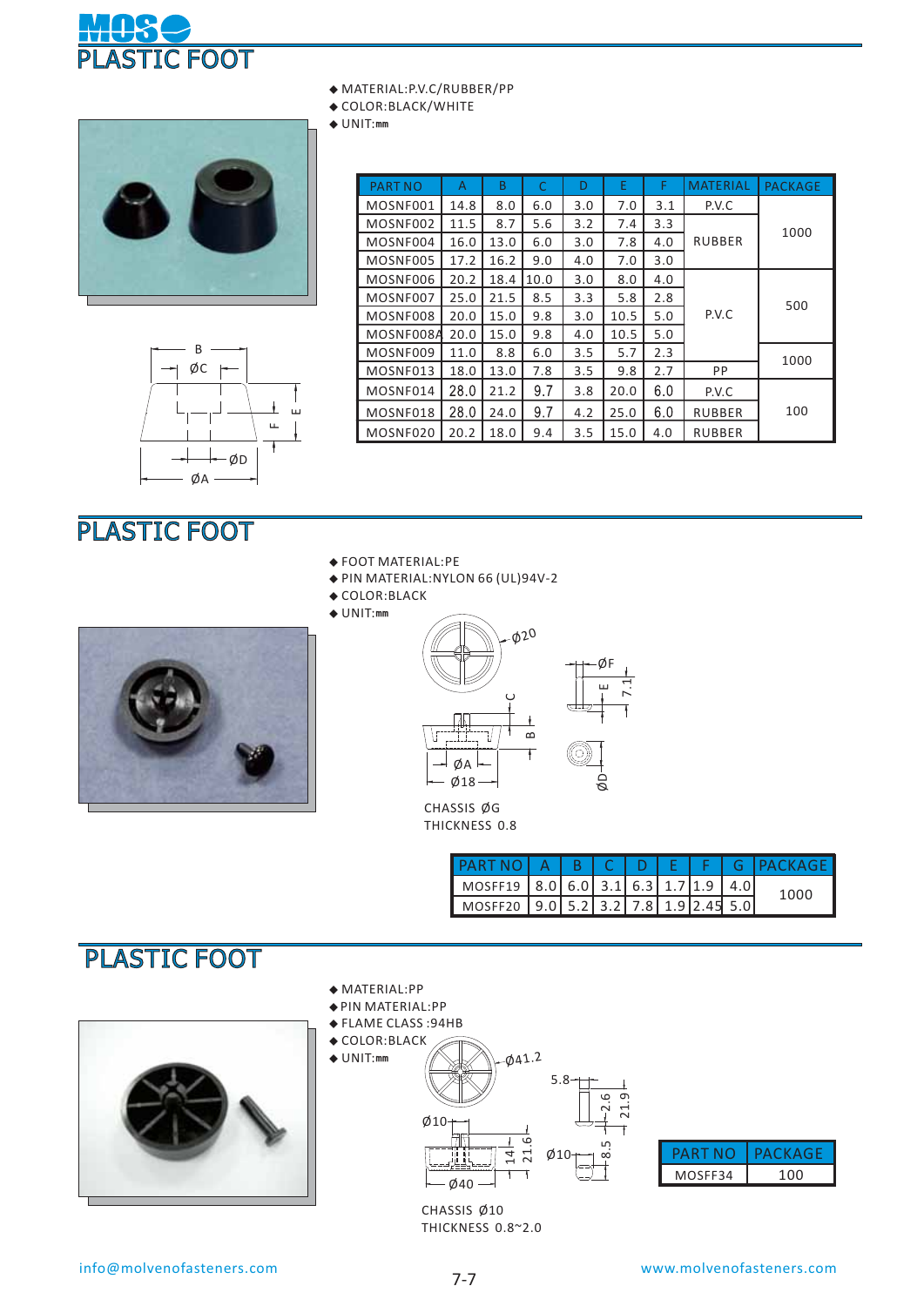# PLASTIC FOOT

- MATERIAL:P.V.C/RUBBER/PP
- COLOR:BLACK/WHITE
- UNIT:mm

| PART NO | A | B | C | D | E | F | MATERIAL | PACKAGE |
|---|---|---|---|---|---|---|---|---|
| MOSNF001 | 14.8 | 8.0 | 6.0 | 3.0 | 7.0 | 3.1 | P.V.C | 1000 |
| MOSNF002 | 11.5 | 8.7 | 5.6 | 3.2 | 7.4 | 3.3 | RUBBER | 1000 |
| MOSNF004 | 16.0 | 13.0 | 6.0 | 3.0 | 7.8 | 4.0 | RUBBER | 1000 |
| MOSNF005 | 17.2 | 16.2 | 9.0 | 4.0 | 7.0 | 3.0 | RUBBER | 1000 |
| MOSNF006 | 20.2 | 18.4 | 10.0 | 3.0 | 8.0 | 4.0 | P.V.C | 500 |
| MOSNF007 | 25.0 | 21.5 | 8.5 | 3.3 | 5.8 | 2.8 | P.V.C | 500 |
| MOSNF008 | 20.0 | 15.0 | 9.8 | 3.0 | 10.5 | 5.0 | P.V.C | 500 |
| MOSNF008A | 20.0 | 15.0 | 9.8 | 4.0 | 10.5 | 5.0 | P.V.C | 500 |
| MOSNF009 | 11.0 | 8.8 | 6.0 | 3.5 | 5.7 | 2.3 | P.V.C | 1000 |
| MOSNF013 | 18.0 | 13.0 | 7.8 | 3.5 | 9.8 | 2.7 | PP | 1000 |
| MOSNF014 | 28.0 | 21.2 | 9.7 | 3.8 | 20.0 | 6.0 | P.V.C | 100 |
| MOSNF018 | 28.0 | 24.0 | 9.7 | 4.2 | 25.0 | 6.0 | RUBBER | 100 |
| MOSNF020 | 20.2 | 18.0 | 9.4 | 3.5 | 15.0 | 4.0 | RUBBER | 100 |

# PLASTIC FOOT

- FOOT MATERIAL:PE
- PIN MATERIAL:NYLON 66 (UL)94V-2
- COLOR:BLACK
- UNIT:mm

CHASSIS ØG
THICKNESS 0.8

| PART NO | A | B | C | D | E | F | G | PACKAGE |
|---|---|---|---|---|---|---|---|---|
| MOSFF19 | 8.0 | 6.0 | 3.1 | 6.3 | 1.7 | 1.9 | 4.0 | 1000 |
| MOSFF20 | 9.0 | 5.2 | 3.2 | 7.8 | 1.9 | 2.45 | 5.0 | 1000 |

# PLASTIC FOOT

- MATERIAL:PP
- PIN MATERIAL:PP
- FLAME CLASS :94HB
- COLOR:BLACK
- UNIT:mm

CHASSIS Ø10
THICKNESS 0.8~2.0

| PART NO | PACKAGE |
|---|---|
| MOSFF34 | 100 |

info@molvenofasteners.com www.molvenofasteners.com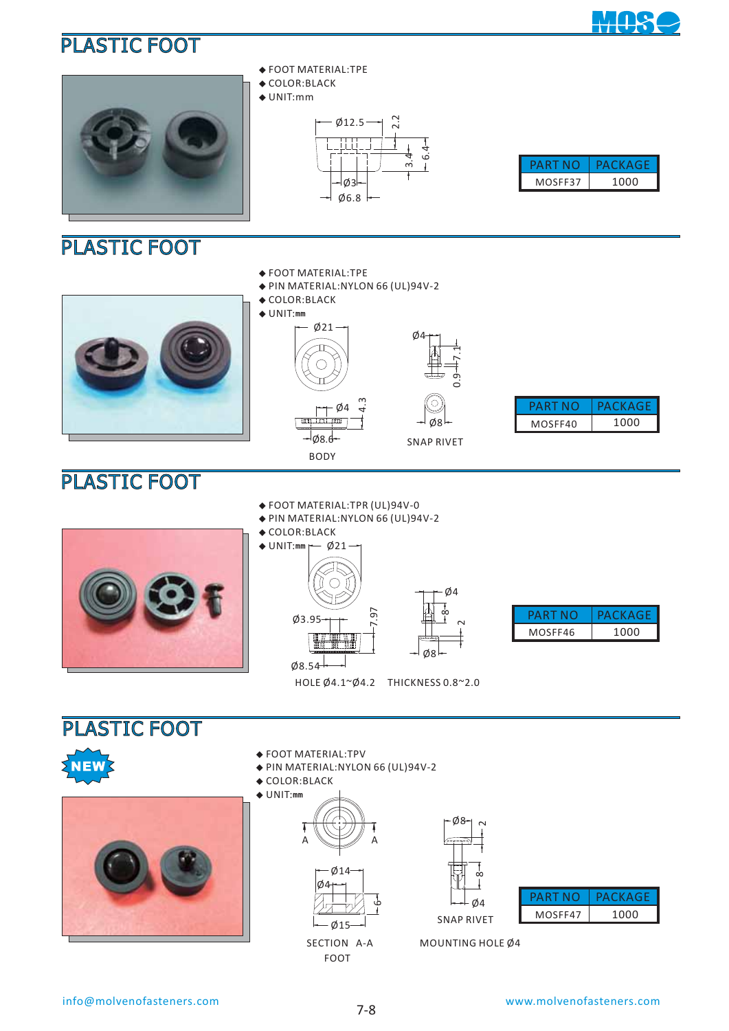## PLASTIC FOOT

- FOOT MATERIAL:TPE
- COLOR:BLACK
- UNIT:mm

Ø12.5 2.2 6.4 3.4 Ø3 Ø6.8

| PART NO | PACKAGE |
| --- | --- |
| MOSFF37 | 1000 |

## PLASTIC FOOT

- FOOT MATERIAL:TPE
- PIN MATERIAL:NYLON 66 (UL)94V-2
- COLOR:BLACK
- UNIT:mm

Ø21 Ø4 4.3 Ø8.6

BODY

Ø4 7.1 0.9 Ø8

SNAP RIVET

| PART NO | PACKAGE |
| --- | --- |
| MOSFF40 | 1000 |

## PLASTIC FOOT

- FOOT MATERIAL:TPR (UL)94V-0
- PIN MATERIAL:NYLON 66 (UL)94V-2
- COLOR:BLACK
- UNIT:mm

Ø21 Ø3.95 7.97 Ø8.54 Ø4 8 2 Ø8

HOLE Ø4.1~Ø4.2 THICKNESS 0.8~2.0

| PART NO | PACKAGE |
| --- | --- |
| MOSFF46 | 1000 |

## PLASTIC FOOT

NEW

- FOOT MATERIAL:TPV
- PIN MATERIAL:NYLON 66 (UL)94V-2
- COLOR:BLACK
- UNIT:mm

A A Ø14 Ø4 6 Ø15

SECTION A-A

FOOT

Ø8 2 8 Ø4

SNAP RIVET

MOUNTING HOLE Ø4

| PART NO | PACKAGE |
| --- | --- |
| MOSFF47 | 1000 |

info@molvenofasteners.com www.molvenofasteners.com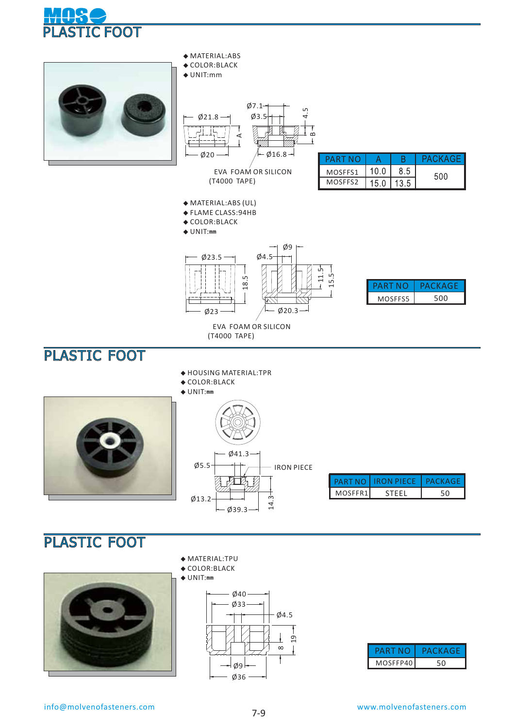# PLASTIC FOOT

- MATERIAL:ABS
- COLOR:BLACK
- UNIT:mm

Ø21.8 Ø7.1 Ø3.5 4.5 A B Ø20 Ø16.8

EVA FOAM OR SILICON
(T4000 TAPE)

| PART NO | A | B | PACKAGE |
|---|---|---|---|
| MOSFFS1 | 10.0 | 8.5 | 500 |
| MOSFFS2 | 15.0 | 13.5 | |

- MATERIAL:ABS (UL)
- FLAME CLASS:94HB
- COLOR:BLACK
- UNIT:mm

Ø23.5 Ø9 Ø4.5 18.5 11.5 15.5 Ø23 Ø20.3

EVA FOAM OR SILICON
(T4000 TAPE)

| PART NO | PACKAGE |
|---|---|
| MOSFFS5 | 500 |

# PLASTIC FOOT

- HOUSING MATERIAL:TPR
- COLOR:BLACK
- UNIT:mm

Ø41.3 Ø5.5 IRON PIECE Ø13.2 Ø39.3 14.3

| PART NO | IRON PIECE | PACKAGE |
|---|---|---|
| MOSFFR1 | STEEL | 50 |

# PLASTIC FOOT

- MATERIAL:TPU
- COLOR:BLACK
- UNIT:mm

Ø40 Ø33 Ø4.5 19 8 Ø9 Ø36

| PART NO | PACKAGE |
|---|---|
| MOSFFP40 | 50 |

info@molvenofasteners.com www.molvenofasteners.com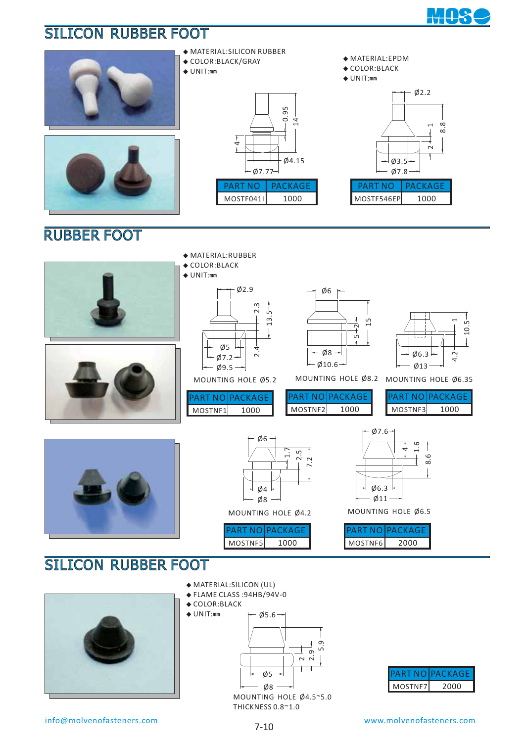# SILICON RUBBER FOOT

- MATERIAL:SILICON RUBBER
- COLOR:BLACK/GRAY
- UNIT:mm

0.95, 14, 4, Ø4.15, Ø7.77

| PART NO | PACKAGE |
|---|---|
| MOSTF041I | 1000 |

- MATERIAL:EPDM
- COLOR:BLACK
- UNIT:mm

Ø2.2, 1, 8.8, 2, Ø3.5, Ø7.8

| PART NO | PACKAGE |
|---|---|
| MOSTF546EP | 1000 |

# RUBBER FOOT

- MATERIAL:RUBBER
- COLOR:BLACK
- UNIT:mm

Ø2.9, 2.3, 13.5, 2.4, Ø5, Ø7.2, Ø9.5

MOUNTING HOLE Ø5.2

| PART NO | PACKAGE |
|---|---|
| MOSTNF1 | 1000 |

Ø6, 2, 5, 15, Ø8, Ø10.6

MOUNTING HOLE Ø8.2

| PART NO | PACKAGE |
|---|---|
| MOSTNF2 | 1000 |

1, 10.5, 4.2, Ø6.3, Ø13

MOUNTING HOLE Ø6.35

| PART NO | PACKAGE |
|---|---|
| MOSTNF3 | 1000 |

Ø6, 1.7, 2.5, 7.2, Ø4, Ø8

MOUNTING HOLE Ø4.2

| PART NO | PACKAGE |
|---|---|
| MOSTNF5 | 1000 |

Ø7.6, 4, 1.6, 8.6, Ø6.3, Ø11

MOUNTING HOLE Ø6.5

| PART NO | PACKAGE |
|---|---|
| MOSTNF6 | 2000 |

# SILICON RUBBER FOOT

- MATERIAL:SILICON (UL)
- FLAME CLASS :94HB/94V-0
- COLOR:BLACK
- UNIT:mm

Ø5.6, 2, 2.9, 5.9, Ø5, Ø8

MOUNTING HOLE Ø4.5~5.0
THICKNESS 0.8~1.0

| PART NO | PACKAGE |
|---|---|
| MOSTNF7 | 2000 |

info@molvenofasteners.com www.molvenofasteners.com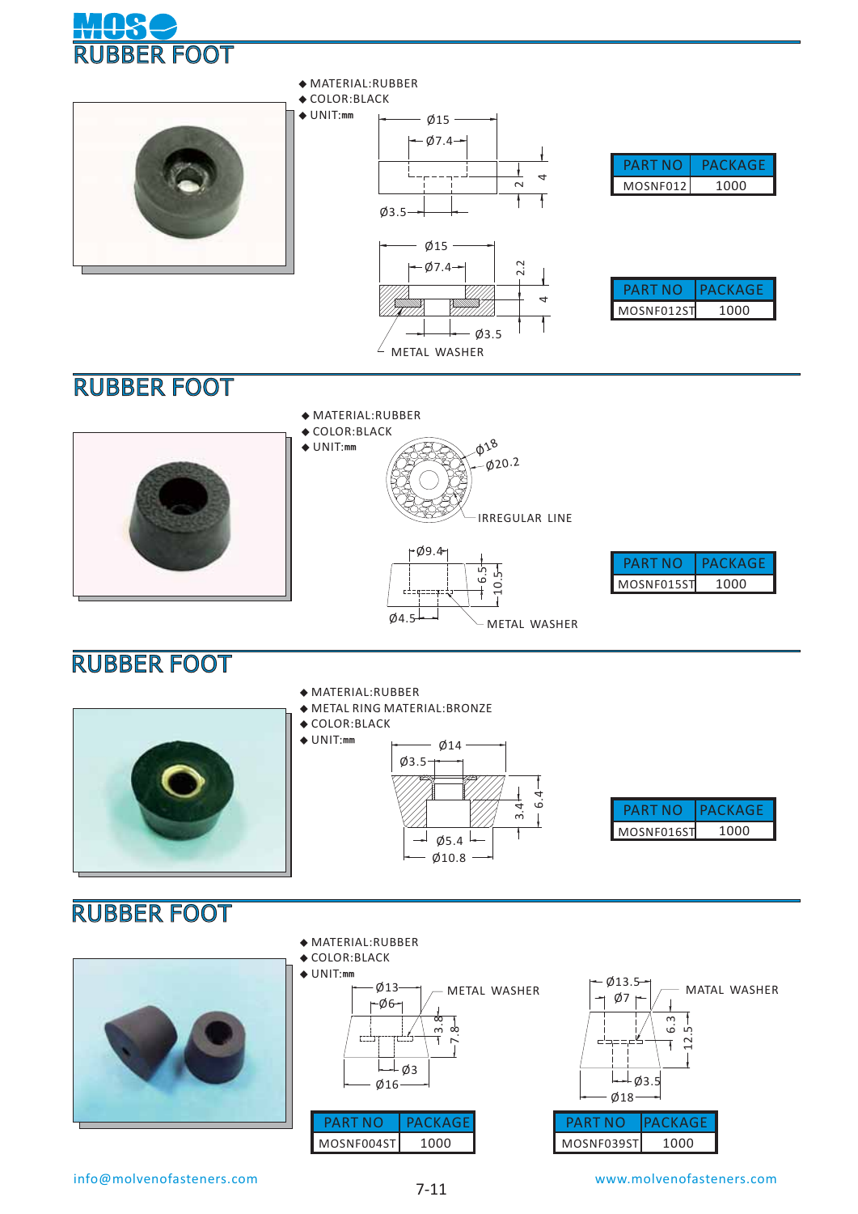# RUBBER FOOT

- MATERIAL:RUBBER
- COLOR:BLACK
- UNIT:mm

Ø15, Ø7.4, Ø3.5, 2, 4

| PART NO | PACKAGE |
|---|---|
| MOSNF012 | 1000 |

Ø15, Ø7.4, Ø3.5, 2.2, 4, METAL WASHER

| PART NO | PACKAGE |
|---|---|
| MOSNF012ST | 1000 |

# RUBBER FOOT

- MATERIAL:RUBBER
- COLOR:BLACK
- UNIT:mm

Ø18, Ø20.2, IRREGULAR LINE

Ø9.4, Ø4.5, 6.5, 10.5, METAL WASHER

| PART NO | PACKAGE |
|---|---|
| MOSNF015ST | 1000 |

# RUBBER FOOT

- MATERIAL:RUBBER
- METAL RING MATERIAL:BRONZE
- COLOR:BLACK
- UNIT:mm

Ø14, Ø3.5, Ø5.4, Ø10.8, 3.4, 6.4

| PART NO | PACKAGE |
|---|---|
| MOSNF016ST | 1000 |

# RUBBER FOOT

- MATERIAL:RUBBER
- COLOR:BLACK
- UNIT:mm

Ø13, Ø6, Ø3, Ø16, 3.8, 7.8, METAL WASHER

| PART NO | PACKAGE |
|---|---|
| MOSNF004ST | 1000 |

Ø13.5, Ø7, Ø3.5, Ø18, 6.3, 12.5, MATAL WASHER

| PART NO | PACKAGE |
|---|---|
| MOSNF039ST | 1000 |

info@molvenofasteners.com

www.molvenofasteners.com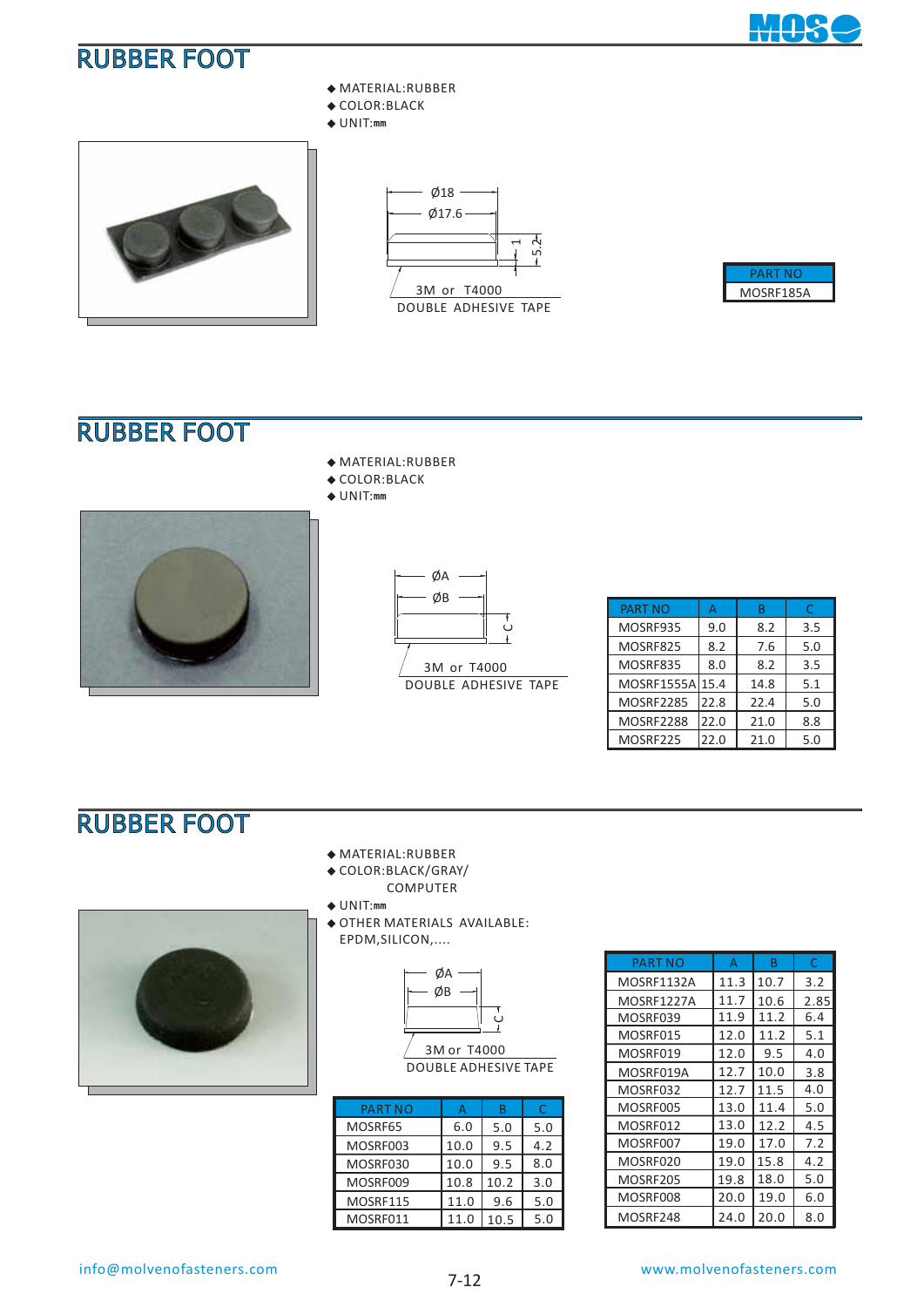# RUBBER FOOT

- MATERIAL:RUBBER
- COLOR:BLACK
- UNIT:mm

Ø18
Ø17.6
1
5.2
3M or T4000
DOUBLE ADHESIVE TAPE

| PART NO |
|---|
| MOSRF185A |

# RUBBER FOOT

- MATERIAL:RUBBER
- COLOR:BLACK
- UNIT:mm

ØA
ØB
C
3M or T4000
DOUBLE ADHESIVE TAPE

| PART NO | A | B | C |
|---|---|---|---|
| MOSRF935 | 9.0 | 8.2 | 3.5 |
| MOSRF825 | 8.2 | 7.6 | 5.0 |
| MOSRF835 | 8.0 | 8.2 | 3.5 |
| MOSRF1555A | 15.4 | 14.8 | 5.1 |
| MOSRF2285 | 22.8 | 22.4 | 5.0 |
| MOSRF2288 | 22.0 | 21.0 | 8.8 |
| MOSRF225 | 22.0 | 21.0 | 5.0 |

# RUBBER FOOT

- MATERIAL:RUBBER
- COLOR:BLACK/GRAY/ COMPUTER
- UNIT:mm
- OTHER MATERIALS AVAILABLE: EPDM,SILICON,....

ØA
ØB
C
3M or T4000
DOUBLE ADHESIVE TAPE

| PART NO | A | B | C |
|---|---|---|---|
| MOSRF65 | 6.0 | 5.0 | 5.0 |
| MOSRF003 | 10.0 | 9.5 | 4.2 |
| MOSRF030 | 10.0 | 9.5 | 8.0 |
| MOSRF009 | 10.8 | 10.2 | 3.0 |
| MOSRF115 | 11.0 | 9.6 | 5.0 |
| MOSRF011 | 11.0 | 10.5 | 5.0 |

| PART NO | A | B | C |
|---|---|---|---|
| MOSRF1132A | 11.3 | 10.7 | 3.2 |
| MOSRF1227A | 11.7 | 10.6 | 2.85 |
| MOSRF039 | 11.9 | 11.2 | 6.4 |
| MOSRF015 | 12.0 | 11.2 | 5.1 |
| MOSRF019 | 12.0 | 9.5 | 4.0 |
| MOSRF019A | 12.7 | 10.0 | 3.8 |
| MOSRF032 | 12.7 | 11.5 | 4.0 |
| MOSRF005 | 13.0 | 11.4 | 5.0 |
| MOSRF012 | 13.0 | 12.2 | 4.5 |
| MOSRF007 | 19.0 | 17.0 | 7.2 |
| MOSRF020 | 19.0 | 15.8 | 4.2 |
| MOSRF205 | 19.8 | 18.0 | 5.0 |
| MOSRF008 | 20.0 | 19.0 | 6.0 |
| MOSRF248 | 24.0 | 20.0 | 8.0 |

info@molvenofasteners.com

www.molvenofasteners.com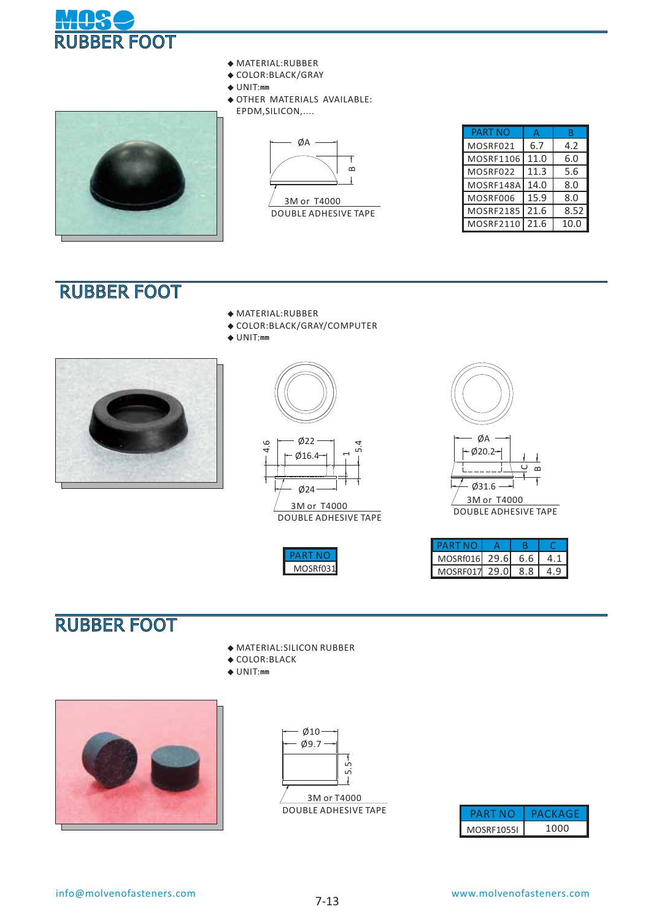# MOSO

## RUBBER FOOT

- MATERIAL:RUBBER
- COLOR:BLACK/GRAY
- UNIT:mm
- OTHER MATERIALS AVAILABLE: EPDM,SILICON,....

ØA

B

3M or T4000
DOUBLE ADHESIVE TAPE

| PART NO | A | B |
|---|---|---|
| MOSRF021 | 6.7 | 4.2 |
| MOSRF1106 | 11.0 | 6.0 |
| MOSRF022 | 11.3 | 5.6 |
| MOSRF148A | 14.0 | 8.0 |
| MOSRF006 | 15.9 | 8.0 |
| MOSRF2185 | 21.6 | 8.52 |
| MOSRF2110 | 21.6 | 10.0 |

## RUBBER FOOT

- MATERIAL:RUBBER
- COLOR:BLACK/GRAY/COMPUTER
- UNIT:mm

Ø22
Ø16.4
4.6
5.4
1
Ø24

3M or T4000
DOUBLE ADHESIVE TAPE

| PART NO |
|---|
| MOSRf031 |

ØA
Ø20.2
C
B
Ø31.6

3M or T4000
DOUBLE ADHESIVE TAPE

| PART NO | A | B | C |
|---|---|---|---|
| MOSRf016 | 29.6 | 6.6 | 4.1 |
| MOSRF017 | 29.0 | 8.8 | 4.9 |

## RUBBER FOOT

- MATERIAL:SILICON RUBBER
- COLOR:BLACK
- UNIT:mm

Ø10
Ø9.7
5.5

3M or T4000
DOUBLE ADHESIVE TAPE

| PART NO | PACKAGE |
|---|---|
| MOSRF1055I | 1000 |

info@molvenofasteners.com

www.molvenofasteners.com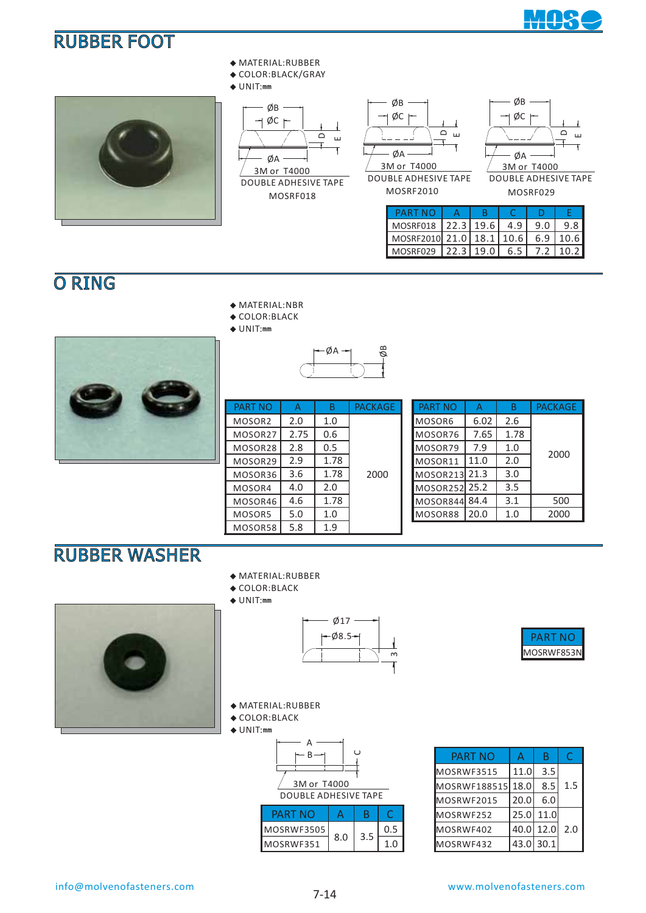# RUBBER FOOT

- MATERIAL:RUBBER
- COLOR:BLACK/GRAY
- UNIT:mm

ØB ØC D E ØA
3M or T4000
DOUBLE ADHESIVE TAPE
MOSRF018

ØB ØC D E ØA
3M or T4000
DOUBLE ADHESIVE TAPE
MOSRF2010

ØB ØC D E ØA
3M or T4000
DOUBLE ADHESIVE TAPE
MOSRF029

| PART NO | A | B | C | D | E |
|---|---|---|---|---|---|
| MOSRF018 | 22.3 | 19.6 | 4.9 | 9.0 | 9.8 |
| MOSRF2010 | 21.0 | 18.1 | 10.6 | 6.9 | 10.6 |
| MOSRF029 | 22.3 | 19.0 | 6.5 | 7.2 | 10.2 |

# O RING

- MATERIAL:NBR
- COLOR:BLACK
- UNIT:mm

ØA ØB

| PART NO | A | B | PACKAGE |
|---|---|---|---|
| MOSOR2 | 2.0 | 1.0 | 2000 |
| MOSOR27 | 2.75 | 0.6 | |
| MOSOR28 | 2.8 | 0.5 | |
| MOSOR29 | 2.9 | 1.78 | |
| MOSOR36 | 3.6 | 1.78 | |
| MOSOR4 | 4.0 | 2.0 | |
| MOSOR46 | 4.6 | 1.78 | |
| MOSOR5 | 5.0 | 1.0 | |
| MOSOR58 | 5.8 | 1.9 | |

| PART NO | A | B | PACKAGE |
|---|---|---|---|
| MOSOR6 | 6.02 | 2.6 | 2000 |
| MOSOR76 | 7.65 | 1.78 | |
| MOSOR79 | 7.9 | 1.0 | |
| MOSOR11 | 11.0 | 2.0 | |
| MOSOR213 | 21.3 | 3.0 | |
| MOSOR252 | 25.2 | 3.5 | |
| MOSOR844 | 84.4 | 3.1 | 500 |
| MOSOR88 | 20.0 | 1.0 | 2000 |

# RUBBER WASHER

- MATERIAL:RUBBER
- COLOR:BLACK
- UNIT:mm

Ø17 Ø8.5 3

| PART NO |
|---|
| MOSRWF853N |

- MATERIAL:RUBBER
- COLOR:BLACK
- UNIT:mm

A B C
3M or T4000
DOUBLE ADHESIVE TAPE

| PART NO | A | B | C |
|---|---|---|---|
| MOSRWF3505 | 8.0 | 3.5 | 0.5 |
| MOSRWF351 | | | 1.0 |

| PART NO | A | B | C |
|---|---|---|---|
| MOSRWF3515 | 11.0 | 3.5 | 1.5 |
| MOSRWF188515 | 18.0 | 8.5 | |
| MOSRWF2015 | 20.0 | 6.0 | |
| MOSRWF252 | 25.0 | 11.0 | 2.0 |
| MOSRWF402 | 40.0 | 12.0 | |
| MOSRWF432 | 43.0 | 30.1 | |

info@molvenofasteners.com www.molvenofasteners.com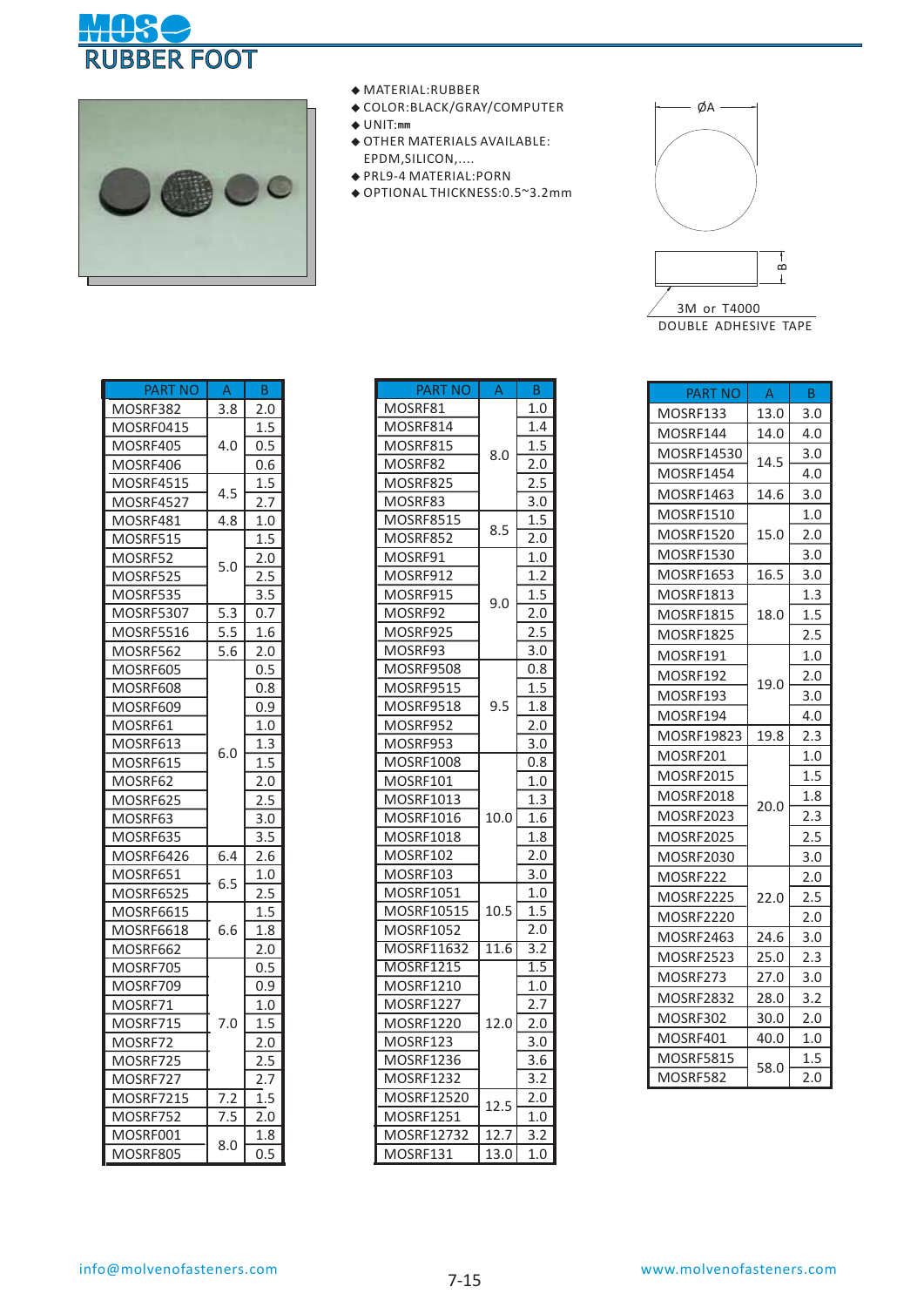# RUBBER FOOT

- MATERIAL:RUBBER
- COLOR:BLACK/GRAY/COMPUTER
- UNIT:mm
- OTHER MATERIALS AVAILABLE: EPDM,SILICON,....
- PRL9-4 MATERIAL:PORN
- OPTIONAL THICKNESS:0.5~3.2mm

ØA

B

3M or T4000
DOUBLE ADHESIVE TAPE

| PART NO | A | B |
|---|---|---|
| MOSRF382 | 3.8 | 2.0 |
| MOSRF0415 | 4.0 | 1.5 |
| MOSRF405 | 4.0 | 0.5 |
| MOSRF406 | 4.0 | 0.6 |
| MOSRF4515 | 4.5 | 1.5 |
| MOSRF4527 | 4.5 | 2.7 |
| MOSRF481 | 4.8 | 1.0 |
| MOSRF515 | 5.0 | 1.5 |
| MOSRF52 | 5.0 | 2.0 |
| MOSRF525 | 5.0 | 2.5 |
| MOSRF535 | 5.0 | 3.5 |
| MOSRF5307 | 5.3 | 0.7 |
| MOSRF5516 | 5.5 | 1.6 |
| MOSRF562 | 5.6 | 2.0 |
| MOSRF605 | 6.0 | 0.5 |
| MOSRF608 | 6.0 | 0.8 |
| MOSRF609 | 6.0 | 0.9 |
| MOSRF61 | 6.0 | 1.0 |
| MOSRF613 | 6.0 | 1.3 |
| MOSRF615 | 6.0 | 1.5 |
| MOSRF62 | 6.0 | 2.0 |
| MOSRF625 | 6.0 | 2.5 |
| MOSRF63 | 6.0 | 3.0 |
| MOSRF635 | 6.0 | 3.5 |
| MOSRF6426 | 6.4 | 2.6 |
| MOSRF651 | 6.5 | 1.0 |
| MOSRF6525 | 6.5 | 2.5 |
| MOSRF6615 | 6.6 | 1.5 |
| MOSRF6618 | 6.6 | 1.8 |
| MOSRF662 | 6.6 | 2.0 |
| MOSRF705 | 7.0 | 0.5 |
| MOSRF709 | 7.0 | 0.9 |
| MOSRF71 | 7.0 | 1.0 |
| MOSRF715 | 7.0 | 1.5 |
| MOSRF72 | 7.0 | 2.0 |
| MOSRF725 | 7.0 | 2.5 |
| MOSRF727 | 7.0 | 2.7 |
| MOSRF7215 | 7.2 | 1.5 |
| MOSRF752 | 7.5 | 2.0 |
| MOSRF001 | 8.0 | 1.8 |
| MOSRF805 | 8.0 | 0.5 |

| PART NO | A | B |
|---|---|---|
| MOSRF81 | 8.0 | 1.0 |
| MOSRF814 | 8.0 | 1.4 |
| MOSRF815 | 8.0 | 1.5 |
| MOSRF82 | 8.0 | 2.0 |
| MOSRF825 | 8.0 | 2.5 |
| MOSRF83 | 8.0 | 3.0 |
| MOSRF8515 | 8.5 | 1.5 |
| MOSRF852 | 8.5 | 2.0 |
| MOSRF91 | 9.0 | 1.0 |
| MOSRF912 | 9.0 | 1.2 |
| MOSRF915 | 9.0 | 1.5 |
| MOSRF92 | 9.0 | 2.0 |
| MOSRF925 | 9.0 | 2.5 |
| MOSRF93 | 9.0 | 3.0 |
| MOSRF9508 | 9.5 | 0.8 |
| MOSRF9515 | 9.5 | 1.5 |
| MOSRF9518 | 9.5 | 1.8 |
| MOSRF952 | 9.5 | 2.0 |
| MOSRF953 | 9.5 | 3.0 |
| MOSRF1008 | 10.0 | 0.8 |
| MOSRF101 | 10.0 | 1.0 |
| MOSRF1013 | 10.0 | 1.3 |
| MOSRF1016 | 10.0 | 1.6 |
| MOSRF1018 | 10.0 | 1.8 |
| MOSRF102 | 10.0 | 2.0 |
| MOSRF103 | 10.0 | 3.0 |
| MOSRF1051 | 10.5 | 1.0 |
| MOSRF10515 | 10.5 | 1.5 |
| MOSRF1052 | 10.5 | 2.0 |
| MOSRF11632 | 11.6 | 3.2 |
| MOSRF1215 | 12.0 | 1.5 |
| MOSRF1210 | 12.0 | 1.0 |
| MOSRF1227 | 12.0 | 2.7 |
| MOSRF1220 | 12.0 | 2.0 |
| MOSRF123 | 12.0 | 3.0 |
| MOSRF1236 | 12.0 | 3.6 |
| MOSRF1232 | 12.0 | 3.2 |
| MOSRF12520 | 12.5 | 2.0 |
| MOSRF1251 | 12.5 | 1.0 |
| MOSRF12732 | 12.7 | 3.2 |
| MOSRF131 | 13.0 | 1.0 |

| PART NO | A | B |
|---|---|---|
| MOSRF133 | 13.0 | 3.0 |
| MOSRF144 | 14.0 | 4.0 |
| MOSRF14530 | 14.5 | 3.0 |
| MOSRF1454 | 14.5 | 4.0 |
| MOSRF1463 | 14.6 | 3.0 |
| MOSRF1510 | 15.0 | 1.0 |
| MOSRF1520 | 15.0 | 2.0 |
| MOSRF1530 | 15.0 | 3.0 |
| MOSRF1653 | 16.5 | 3.0 |
| MOSRF1813 | 18.0 | 1.3 |
| MOSRF1815 | 18.0 | 1.5 |
| MOSRF1825 | 18.0 | 2.5 |
| MOSRF191 | 19.0 | 1.0 |
| MOSRF192 | 19.0 | 2.0 |
| MOSRF193 | 19.0 | 3.0 |
| MOSRF194 | 19.0 | 4.0 |
| MOSRF19823 | 19.8 | 2.3 |
| MOSRF201 | 20.0 | 1.0 |
| MOSRF2015 | 20.0 | 1.5 |
| MOSRF2018 | 20.0 | 1.8 |
| MOSRF2023 | 20.0 | 2.3 |
| MOSRF2025 | 20.0 | 2.5 |
| MOSRF2030 | 20.0 | 3.0 |
| MOSRF222 | 22.0 | 2.0 |
| MOSRF2225 | 22.0 | 2.5 |
| MOSRF2220 | 22.0 | 2.0 |
| MOSRF2463 | 24.6 | 3.0 |
| MOSRF2523 | 25.0 | 2.3 |
| MOSRF273 | 27.0 | 3.0 |
| MOSRF2832 | 28.0 | 3.2 |
| MOSRF302 | 30.0 | 2.0 |
| MOSRF401 | 40.0 | 1.0 |
| MOSRF5815 | 58.0 | 1.5 |
| MOSRF582 | 58.0 | 2.0 |

info@molvenofasteners.com

www.molvenofasteners.com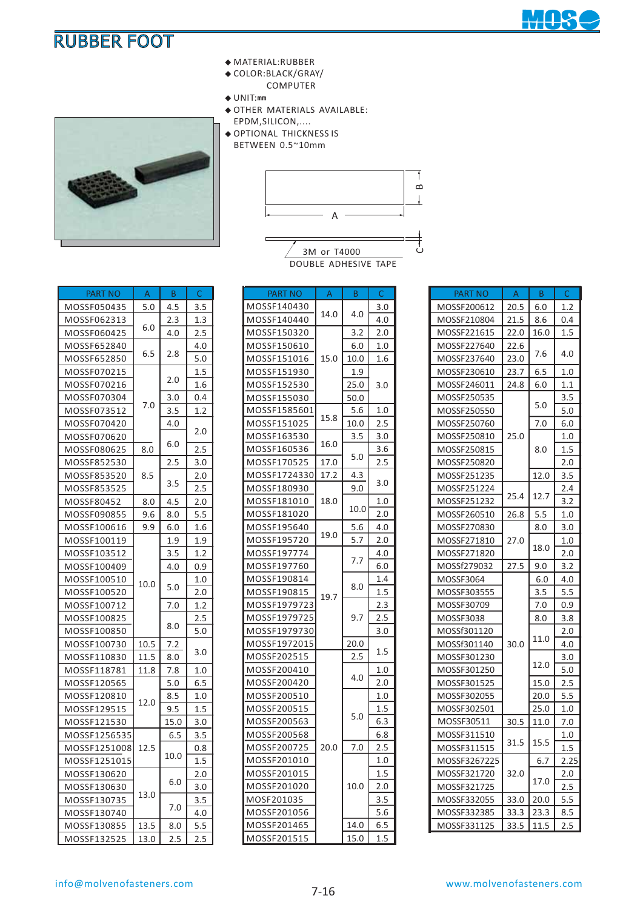# RUBBER FOOT

- MATERIAL:RUBBER
- COLOR:BLACK/GRAY/COMPUTER
- UNIT:mm
- OTHER MATERIALS AVAILABLE: EPDM,SILICON,....
- OPTIONAL THICKNESS IS BETWEEN 0.5~10mm

A, B, C

3M or T4000 DOUBLE ADHESIVE TAPE

| PART NO | A | B | C |
|---|---|---|---|
| MOSSF050435 | 5.0 | 4.5 | 3.5 |
| MOSSF062313 | 6.0 | 2.3 | 1.3 |
| MOSSF060425 | 6.0 | 4.0 | 2.5 |
| MOSSF652840 | 6.5 | 2.8 | 4.0 |
| MOSSF652850 | 6.5 | 2.8 | 5.0 |
| MOSSF070215 | 7.0 | 2.0 | 1.5 |
| MOSSF070216 | 7.0 | 2.0 | 1.6 |
| MOSSF070304 | 7.0 | 3.0 | 0.4 |
| MOSSF073512 | 7.0 | 3.5 | 1.2 |
| MOSSF070420 | 7.0 | 4.0 | 2.0 |
| MOSSF070620 | 7.0 | 6.0 | 2.0 |
| MOSSF080625 | 8.0 | 6.0 | 2.5 |
| MOSSF852530 | 8.5 | 2.5 | 3.0 |
| MOSSF853520 | 8.5 | 3.5 | 2.0 |
| MOSSF853525 | 8.5 | 3.5 | 2.5 |
| MOSSF80452 | 8.0 | 4.5 | 2.0 |
| MOSSF090855 | 9.6 | 8.0 | 5.5 |
| MOSSF100616 | 9.9 | 6.0 | 1.6 |
| MOSSF100119 | 10.0 | 1.9 | 1.9 |
| MOSSF103512 | 10.0 | 3.5 | 1.2 |
| MOSSF100409 | 10.0 | 4.0 | 0.9 |
| MOSSF100510 | 10.0 | 5.0 | 1.0 |
| MOSSF100520 | 10.0 | 5.0 | 2.0 |
| MOSSF100712 | 10.0 | 7.0 | 1.2 |
| MOSSF100825 | 10.0 | 8.0 | 2.5 |
| MOSSF100850 | 10.0 | 8.0 | 5.0 |
| MOSSF100730 | 10.5 | 7.2 | 3.0 |
| MOSSF110830 | 11.5 | 8.0 | 3.0 |
| MOSSF118781 | 11.8 | 7.8 | 1.0 |
| MOSSF120565 | 12.0 | 5.0 | 6.5 |
| MOSSF120810 | 12.0 | 8.5 | 1.0 |
| MOSSF129515 | 12.0 | 9.5 | 1.5 |
| MOSSF121530 | 12.0 | 15.0 | 3.0 |
| MOSSF1256535 | 12.5 | 6.5 | 3.5 |
| MOSSF1251008 | 12.5 | 10.0 | 0.8 |
| MOSSF1251015 | 12.5 | 10.0 | 1.5 |
| MOSSF130620 | 13.0 | 6.0 | 2.0 |
| MOSSF130630 | 13.0 | 6.0 | 3.0 |
| MOSSF130735 | 13.0 | 7.0 | 3.5 |
| MOSSF130740 | 13.0 | 7.0 | 4.0 |
| MOSSF130855 | 13.5 | 8.0 | 5.5 |
| MOSSF132525 | 13.0 | 2.5 | 2.5 |

| PART NO | A | B | C |
|---|---|---|---|
| MOSSF140430 | 14.0 | 4.0 | 3.0 |
| MOSSF140440 | 14.0 | 4.0 | 4.0 |
| MOSSF150320 | 15.0 | 3.2 | 2.0 |
| MOSSF150610 | 15.0 | 6.0 | 1.0 |
| MOSSF151016 | 15.0 | 10.0 | 1.6 |
| MOSSF151930 | 15.0 | 1.9 | 3.0 |
| MOSSF152530 | 15.0 | 25.0 | 3.0 |
| MOSSF155030 | 15.0 | 50.0 | 3.0 |
| MOSSF1585601 | 15.8 | 5.6 | 1.0 |
| MOSSF151025 | 15.8 | 10.0 | 2.5 |
| MOSSF163530 | 16.0 | 3.5 | 3.0 |
| MOSSF160536 | 16.0 | 5.0 | 3.6 |
| MOSSF170525 | 17.0 | 5.0 | 2.5 |
| MOSSF1724330 | 17.2 | 4.3 | 3.0 |
| MOSSF180930 | 18.0 | 9.0 | 3.0 |
| MOSSF181010 | 18.0 | 10.0 | 1.0 |
| MOSSF181020 | 18.0 | 10.0 | 2.0 |
| MOSSF195640 | 19.0 | 5.6 | 4.0 |
| MOSSF195720 | 19.0 | 5.7 | 2.0 |
| MOSSF197774 | 19.7 | 7.7 | 4.0 |
| MOSSF197760 | 19.7 | 7.7 | 6.0 |
| MOSSF190814 | 19.7 | 8.0 | 1.4 |
| MOSSF190815 | 19.7 | 8.0 | 1.5 |
| MOSSF1979723 | 19.7 | 9.7 | 2.3 |
| MOSSF1979725 | 19.7 | 9.7 | 2.5 |
| MOSSF1979730 | 19.7 | 9.7 | 3.0 |
| MOSSF1972015 | 19.7 | 20.0 | 1.5 |
| MOSSF202515 | 20.0 | 2.5 | 1.5 |
| MOSSF200410 | 20.0 | 4.0 | 1.0 |
| MOSSF200420 | 20.0 | 4.0 | 2.0 |
| MOSSF200510 | 20.0 | 5.0 | 1.0 |
| MOSSF200515 | 20.0 | 5.0 | 1.5 |
| MOSSF200563 | 20.0 | 5.0 | 6.3 |
| MOSSF200568 | 20.0 | 5.0 | 6.8 |
| MOSSF200725 | 20.0 | 7.0 | 2.5 |
| MOSSF201010 | 20.0 | 10.0 | 1.0 |
| MOSSF201015 | 20.0 | 10.0 | 1.5 |
| MOSSF201020 | 20.0 | 10.0 | 2.0 |
| MOSF201035 | 20.0 | 10.0 | 3.5 |
| MOSSF201056 | 20.0 | 10.0 | 5.6 |
| MOSSF201465 | 20.0 | 14.0 | 6.5 |
| MOSSF201515 | 20.0 | 15.0 | 1.5 |

| PART NO | A | B | C |
|---|---|---|---|
| MOSSF200612 | 20.5 | 6.0 | 1.2 |
| MOSSF210804 | 21.5 | 8.6 | 0.4 |
| MOSSF221615 | 22.0 | 16.0 | 1.5 |
| MOSSF227640 | 22.6 | 7.6 | 4.0 |
| MOSSF237640 | 23.0 | 7.6 | 4.0 |
| MOSSF230610 | 23.7 | 6.5 | 1.0 |
| MOSSF246011 | 24.8 | 6.0 | 1.1 |
| MOSSF250535 | 25.0 | 5.0 | 3.5 |
| MOSSF250550 | 25.0 | 5.0 | 5.0 |
| MOSSF250760 | 25.0 | 7.0 | 6.0 |
| MOSSF250810 | 25.0 | 8.0 | 1.0 |
| MOSSF250815 | 25.0 | 8.0 | 1.5 |
| MOSSF250820 | 25.0 | 8.0 | 2.0 |
| MOSSF251235 | 25.0 | 12.0 | 3.5 |
| MOSSF251224 | 25.4 | 12.7 | 2.4 |
| MOSSF251232 | 25.4 | 12.7 | 3.2 |
| MOSSF260510 | 26.8 | 5.5 | 1.0 |
| MOSSF270830 | 27.0 | 8.0 | 3.0 |
| MOSSF271810 | 27.0 | 18.0 | 1.0 |
| MOSSF271820 | 27.0 | 18.0 | 2.0 |
| MOSSf279032 | 27.5 | 9.0 | 3.2 |
| MOSSF3064 | 30.0 | 6.0 | 4.0 |
| MOSSF303555 | 30.0 | 3.5 | 5.5 |
| MOSSF30709 | 30.0 | 7.0 | 0.9 |
| MOSSF3038 | 30.0 | 8.0 | 3.8 |
| MOSSf301120 | 30.0 | 11.0 | 2.0 |
| MOSSf301140 | 30.0 | 11.0 | 4.0 |
| MOSSF301230 | 30.0 | 12.0 | 3.0 |
| MOSSF301250 | 30.0 | 12.0 | 5.0 |
| MOSSF301525 | 30.0 | 15.0 | 2.5 |
| MOSSF302055 | 30.0 | 20.0 | 5.5 |
| MOSSF302501 | 30.0 | 25.0 | 1.0 |
| MOSSF30511 | 30.5 | 11.0 | 7.0 |
| MOSSF311510 | 31.5 | 15.5 | 1.0 |
| MOSSF311515 | 31.5 | 15.5 | 1.5 |
| MOSSF3267225 | 32.0 | 6.7 | 2.25 |
| MOSSF321720 | 32.0 | 17.0 | 2.0 |
| MOSSF321725 | 32.0 | 17.0 | 2.5 |
| MOSSF332055 | 33.0 | 20.0 | 5.5 |
| MOSSF332385 | 33.3 | 23.3 | 8.5 |
| MOSSF331125 | 33.5 | 11.5 | 2.5 |

info@molvenofasteners.com

www.molvenofasteners.com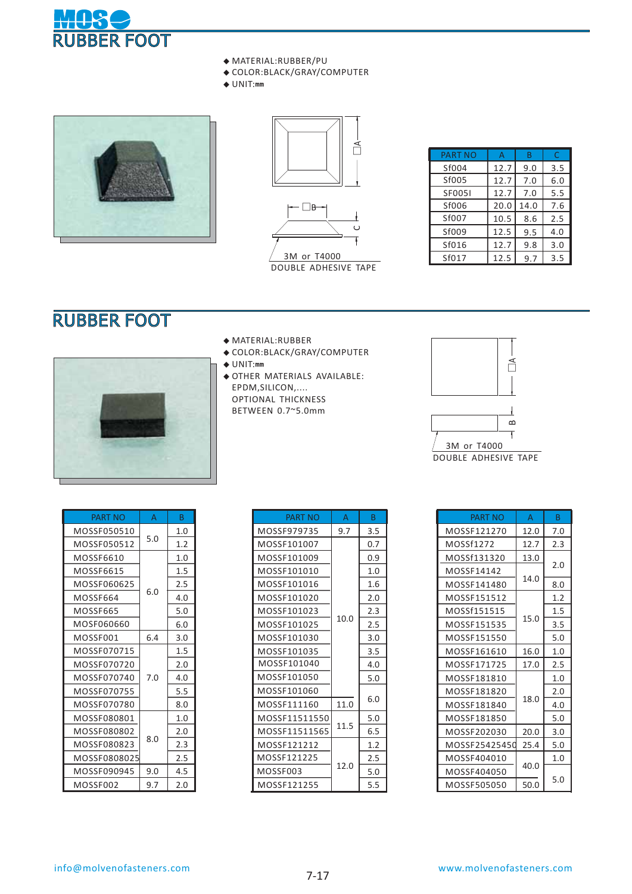# RUBBER FOOT

- ◆ MATERIAL:RUBBER/PU
- ◆ COLOR:BLACK/GRAY/COMPUTER
- ◆ UNIT:mm

□A

□B

C

3M or T4000
DOUBLE ADHESIVE TAPE

| PART NO | A | B | C |
|---|---|---|---|
| Sf004 | 12.7 | 9.0 | 3.5 |
| Sf005 | 12.7 | 7.0 | 6.0 |
| SF005I | 12.7 | 7.0 | 5.5 |
| Sf006 | 20.0 | 14.0 | 7.6 |
| Sf007 | 10.5 | 8.6 | 2.5 |
| Sf009 | 12.5 | 9.5 | 4.0 |
| Sf016 | 12.7 | 9.8 | 3.0 |
| Sf017 | 12.5 | 9.7 | 3.5 |

# RUBBER FOOT

- ◆ MATERIAL:RUBBER
- ◆ COLOR:BLACK/GRAY/COMPUTER
- ◆ UNIT:mm
- ◆ OTHER MATERIALS AVAILABLE:
  EPDM,SILICON,....
  OPTIONAL THICKNESS
  BETWEEN 0.7~5.0mm

□A

B

3M or T4000
DOUBLE ADHESIVE TAPE

| PART NO | A | B |
|---|---|---|
| MOSSF050510 | 5.0 | 1.0 |
| MOSSF050512 | | 1.2 |
| MOSSF6610 | 6.0 | 1.0 |
| MOSSF6615 | | 1.5 |
| MOSSF060625 | | 2.5 |
| MOSSF664 | | 4.0 |
| MOSSF665 | | 5.0 |
| MOSF060660 | | 6.0 |
| MOSSF001 | 6.4 | 3.0 |
| MOSSF070715 | 7.0 | 1.5 |
| MOSSF070720 | | 2.0 |
| MOSSF070740 | | 4.0 |
| MOSSF070755 | | 5.5 |
| MOSSF070780 | | 8.0 |
| MOSSF080801 | 8.0 | 1.0 |
| MOSSF080802 | | 2.0 |
| MOSSF080823 | | 2.3 |
| MOSSF0808025 | | 2.5 |
| MOSSF090945 | 9.0 | 4.5 |
| MOSSF002 | 9.7 | 2.0 |

| PART NO | A | B |
|---|---|---|
| MOSSF979735 | 9.7 | 3.5 |
| MOSSF101007 | 10.0 | 0.7 |
| MOSSF101009 | | 0.9 |
| MOSSF101010 | | 1.0 |
| MOSSF101016 | | 1.6 |
| MOSSF101020 | | 2.0 |
| MOSSF101023 | | 2.3 |
| MOSSF101025 | | 2.5 |
| MOSSF101030 | | 3.0 |
| MOSSF101035 | | 3.5 |
| MOSSF101040 | | 4.0 |
| MOSSF101050 | | 5.0 |
| MOSSF101060 | | 6.0 |
| MOSSF111160 | 11.0 | |
| MOSSF11511550 | 11.5 | 5.0 |
| MOSSF11511565 | | 6.5 |
| MOSSF121212 | 12.0 | 1.2 |
| MOSSF121225 | | 2.5 |
| MOSSF003 | | 5.0 |
| MOSSF121255 | | 5.5 |

| PART NO | A | B |
|---|---|---|
| MOSSF121270 | 12.0 | 7.0 |
| MOSSf1272 | 12.7 | 2.3 |
| MOSSf131320 | 13.0 | 2.0 |
| MOSSF14142 | 14.0 | |
| MOSSF141480 | | 8.0 |
| MOSSF151512 | 15.0 | 1.2 |
| MOSSf151515 | | 1.5 |
| MOSSF151535 | | 3.5 |
| MOSSF151550 | | 5.0 |
| MOSSF161610 | 16.0 | 1.0 |
| MOSSF171725 | 17.0 | 2.5 |
| MOSSF181810 | 18.0 | 1.0 |
| MOSSF181820 | | 2.0 |
| MOSSF181840 | | 4.0 |
| MOSSF181850 | | 5.0 |
| MOSSF202030 | 20.0 | 3.0 |
| MOSSF25425450 | 25.4 | 5.0 |
| MOSSF404010 | 40.0 | 1.0 |
| MOSSF404050 | | 5.0 |
| MOSSF505050 | 50.0 | |

info@molvenofasteners.com

www.molvenofasteners.com